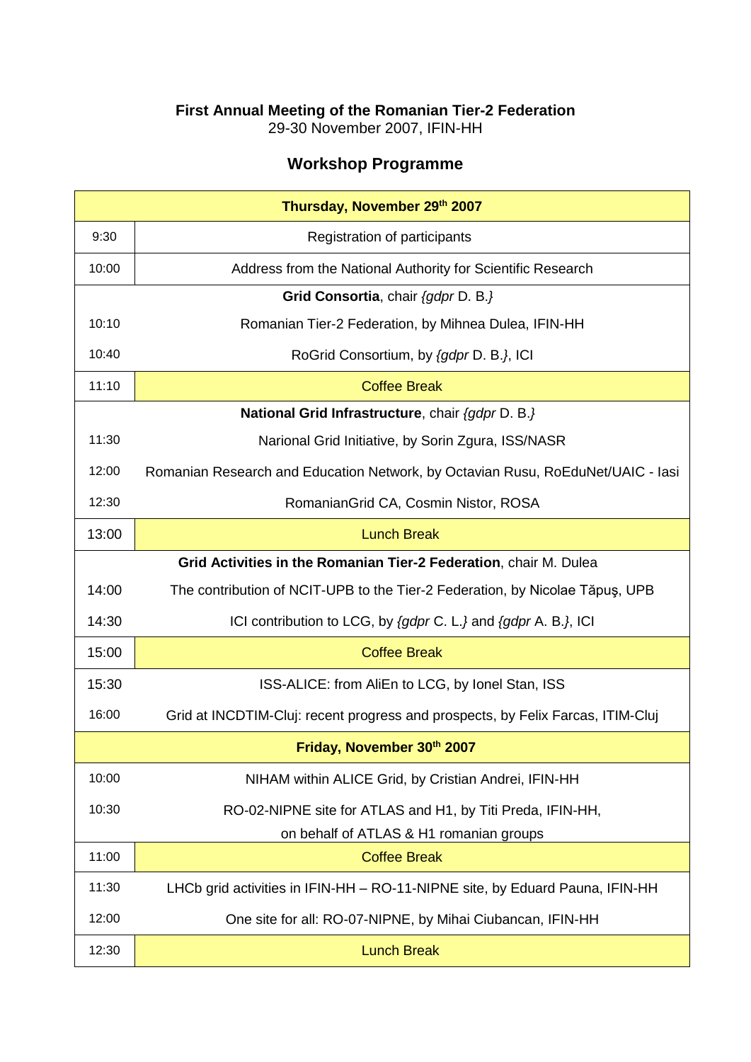**First Annual Meeting of the Romanian Tier-2 Federation**
29-30 November 2007, IFIN-HH

## Workshop Programme

| Thursday, November 29th 2007 | |
|---|---|
| 9:30 | Registration of participants |
| 10:00 | Address from the National Authority for Scientific Research |
| | **Grid Consortia**, chair *{gdpr* D. B.*}* |
| 10:10 | Romanian Tier-2 Federation, by Mihnea Dulea, IFIN-HH |
| 10:40 | RoGrid Consortium, by *{gdpr* D. B.*}*, ICI |
| 11:10 | Coffee Break |
| | **National Grid Infrastructure**, chair *{gdpr* D. B.*}* |
| 11:30 | Narional Grid Initiative, by Sorin Zgura, ISS/NASR |
| 12:00 | Romanian Research and Education Network, by Octavian Rusu, RoEduNet/UAIC - Iasi |
| 12:30 | RomanianGrid CA, Cosmin Nistor, ROSA |
| 13:00 | Lunch Break |
| | **Grid Activities in the Romanian Tier-2 Federation**, chair M. Dulea |
| 14:00 | The contribution of NCIT-UPB to the Tier-2 Federation, by Nicolae Tăpuş, UPB |
| 14:30 | ICI contribution to LCG, by *{gdpr* C. L.*}* and *{gdpr* A. B.*}*, ICI |
| 15:00 | Coffee Break |
| 15:30 | ISS-ALICE: from AliEn to LCG, by Ionel Stan, ISS |
| 16:00 | Grid at INCDTIM-Cluj: recent progress and prospects, by Felix Farcas, ITIM-Cluj |
| **Friday, November 30th 2007** | |
| 10:00 | NIHAM within ALICE Grid, by Cristian Andrei, IFIN-HH |
| 10:30 | RO-02-NIPNE site for ATLAS and H1, by Titi Preda, IFIN-HH, on behalf of ATLAS & H1 romanian groups |
| 11:00 | Coffee Break |
| 11:30 | LHCb grid activities in IFIN-HH – RO-11-NIPNE site, by Eduard Pauna, IFIN-HH |
| 12:00 | One site for all: RO-07-NIPNE, by Mihai Ciubancan, IFIN-HH |
| 12:30 | Lunch Break |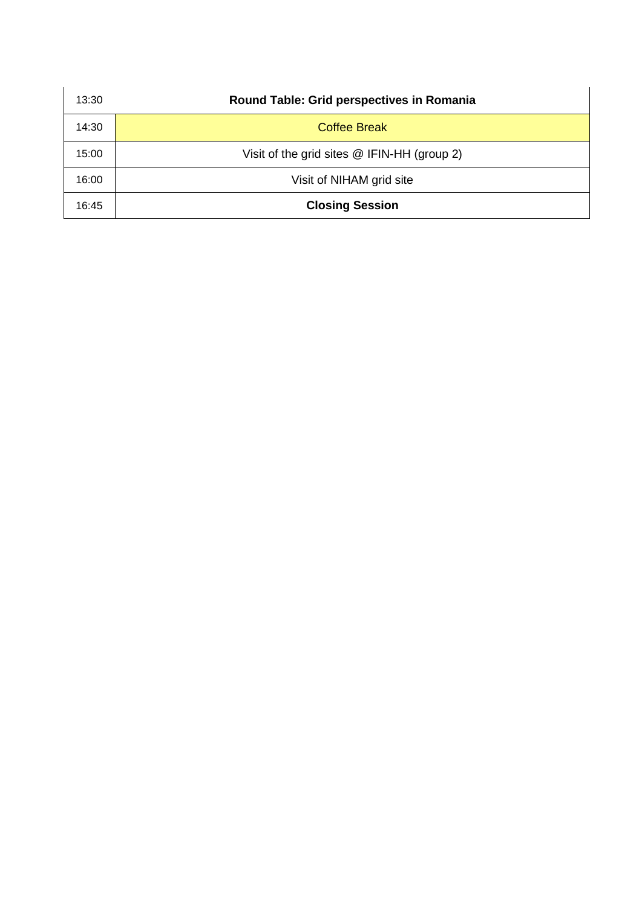| | |
|---|---|
| 13:30 | **Round Table: Grid perspectives in Romania** |
| 14:30 | Coffee Break |
| 15:00 | Visit of the grid sites @ IFIN-HH (group 2) |
| 16:00 | Visit of NIHAM grid site |
| 16:45 | **Closing Session** |